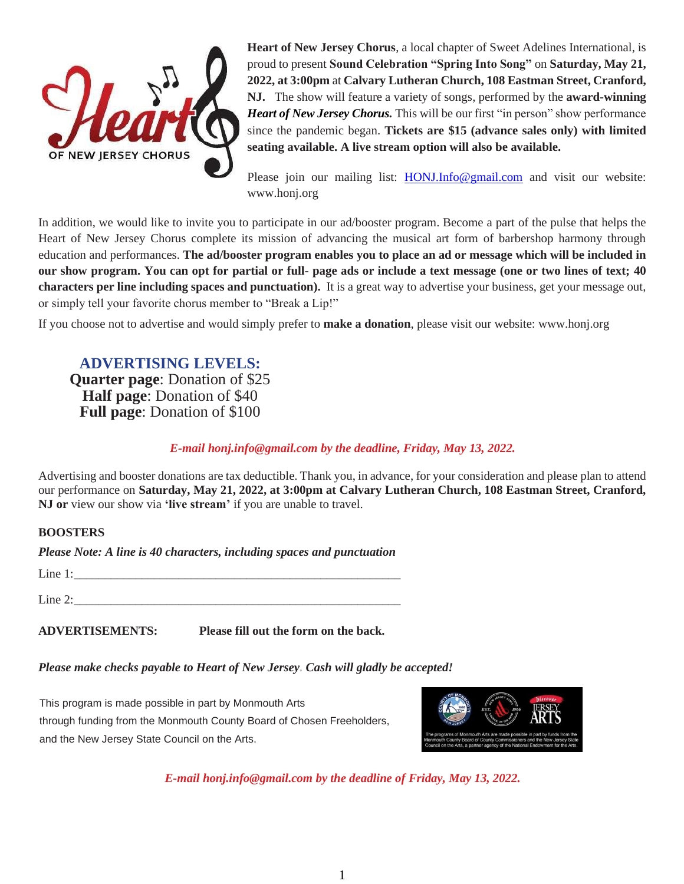**Heart of New Jersey Chorus**, a local chapter of Sweet Adelines International, is proud to present **Sound Celebration "Spring Into Song"** on **Saturday, May 21, 2022, at 3:00pm** at **Calvary Lutheran Church, 108 Eastman Street, Cranford, NJ.** The show will feature a variety of songs, performed by the **award-winning *Heart of New Jersey Chorus.*** This will be our first "in person" show performance since the pandemic began. **Tickets are $15 (advance sales only) with limited seating available. A live stream option will also be available.**

Please join our mailing list: HONJ.Info@gmail.com and visit our website: www.honj.org

In addition, we would like to invite you to participate in our ad/booster program. Become a part of the pulse that helps the Heart of New Jersey Chorus complete its mission of advancing the musical art form of barbershop harmony through education and performances. **The ad/booster program enables you to place an ad or message which will be included in our show program. You can opt for partial or full- page ads or include a text message (one or two lines of text; 40 characters per line including spaces and punctuation).** It is a great way to advertise your business, get your message out, or simply tell your favorite chorus member to "Break a Lip!"

If you choose not to advertise and would simply prefer to **make a donation**, please visit our website: www.honj.org

## ADVERTISING LEVELS:

**Quarter page**: Donation of $25
**Half page**: Donation of $40
**Full page**: Donation of $100

***E-mail honj.info@gmail.com by the deadline, Friday, May 13, 2022.***

Advertising and booster donations are tax deductible. Thank you, in advance, for your consideration and please plan to attend our performance on **Saturday, May 21, 2022, at 3:00pm at Calvary Lutheran Church, 108 Eastman Street, Cranford, NJ or** view our show via **'live stream'** if you are unable to travel.

**BOOSTERS**

***Please Note: A line is 40 characters, including spaces and punctuation***

Line 1:_______________________________________________________

Line 2:_______________________________________________________

**ADVERTISEMENTS:** **Please fill out the form on the back.**

***Please make checks payable to Heart of New Jersey. Cash will gladly be accepted!***

This program is made possible in part by Monmouth Arts through funding from the Monmouth County Board of Chosen Freeholders, and the New Jersey State Council on the Arts.

The programs of Monmouth Arts are made possible in part by funds from the Monmouth County Board of County Commissioners and the New Jersey State Council on the Arts, a partner agency of the National Endowment for the Arts.

***E-mail honj.info@gmail.com by the deadline of Friday, May 13, 2022.***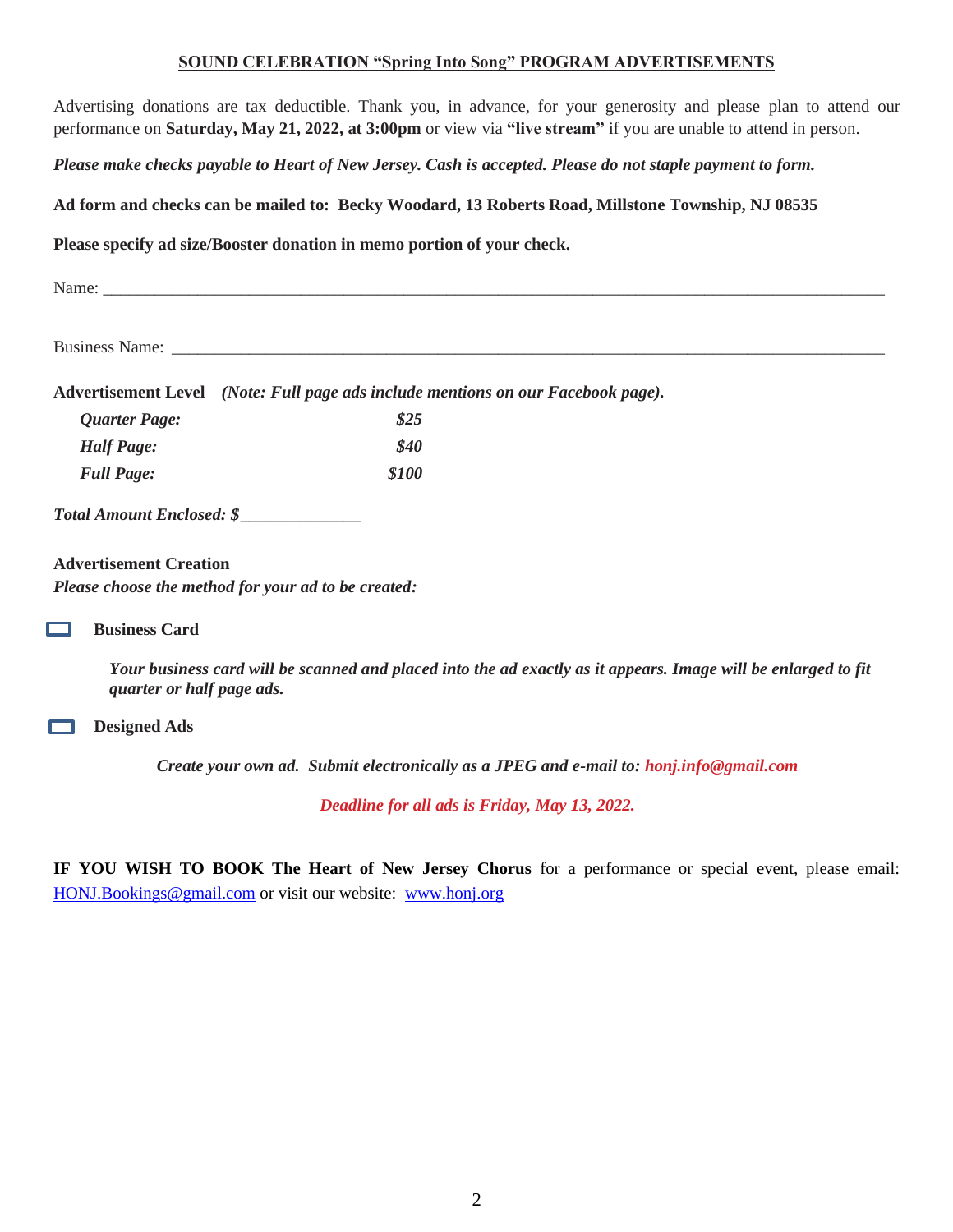## SOUND CELEBRATION "Spring Into Song" PROGRAM ADVERTISEMENTS

Advertising donations are tax deductible. Thank you, in advance, for your generosity and please plan to attend our performance on **Saturday, May 21, 2022, at 3:00pm** or view via **"live stream"** if you are unable to attend in person.

***Please make checks payable to Heart of New Jersey. Cash is accepted. Please do not staple payment to form.***

**Ad form and checks can be mailed to: Becky Woodard, 13 Roberts Road, Millstone Township, NJ 08535**

**Please specify ad size/Booster donation in memo portion of your check.**

Name: ______________________________________________________________________________

Business Name: ________________________________________________________________________

**Advertisement Level** ***(Note: Full page ads include mentions on our Facebook page).***

| | |
|---|---|
| ***Quarter Page:*** | ***$25*** |
| ***Half Page:*** | ***$40*** |
| ***Full Page:*** | ***$100*** |

***Total Amount Enclosed: $***______________

**Advertisement Creation**
***Please choose the method for your ad to be created:***

☐ **Business Card**

***Your business card will be scanned and placed into the ad exactly as it appears. Image will be enlarged to fit quarter or half page ads.***

☐ **Designed Ads**

***Create your own ad. Submit electronically as a JPEG and e-mail to: honj.info@gmail.com***

***Deadline for all ads is Friday, May 13, 2022.***

**IF YOU WISH TO BOOK The Heart of New Jersey Chorus** for a performance or special event, please email: HONJ.Bookings@gmail.com or visit our website: www.honj.org